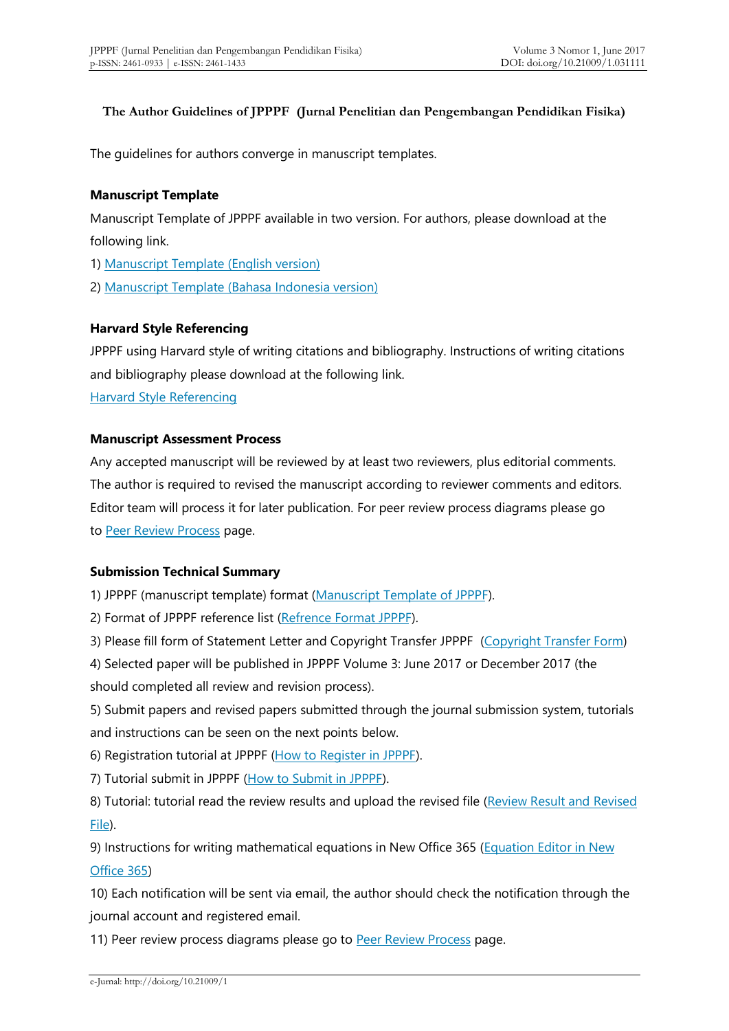## The Author Guidelines of JPPPF (Jurnal Penelitian dan Pengembangan Pendidikan Fisika)

The guidelines for authors converge in manuscript templates.

**Manuscript Template**

Manuscript Template of JPPPF available in two version. For authors, please download at the following link.

1) Manuscript Template (English version)

2) Manuscript Template (Bahasa Indonesia version)

**Harvard Style Referencing**

JPPPF using Harvard style of writing citations and bibliography. Instructions of writing citations and bibliography please download at the following link.

Harvard Style Referencing

**Manuscript Assessment Process**

Any accepted manuscript will be reviewed by at least two reviewers, plus editorial comments. The author is required to revised the manuscript according to reviewer comments and editors. Editor team will process it for later publication. For peer review process diagrams please go to Peer Review Process page.

**Submission Technical Summary**

1) JPPPF (manuscript template) format (Manuscript Template of JPPPF).

2) Format of JPPPF reference list (Refrence Format JPPPF).

3) Please fill form of Statement Letter and Copyright Transfer JPPPF (Copyright Transfer Form)

4) Selected paper will be published in JPPPF Volume 3: June 2017 or December 2017 (the should completed all review and revision process).

5) Submit papers and revised papers submitted through the journal submission system, tutorials and instructions can be seen on the next points below.

6) Registration tutorial at JPPPF (How to Register in JPPPF).

7) Tutorial submit in JPPPF (How to Submit in JPPPF).

8) Tutorial: tutorial read the review results and upload the revised file (Review Result and Revised File).

9) Instructions for writing mathematical equations in New Office 365 (Equation Editor in New Office 365)

10) Each notification will be sent via email, the author should check the notification through the journal account and registered email.

11) Peer review process diagrams please go to Peer Review Process page.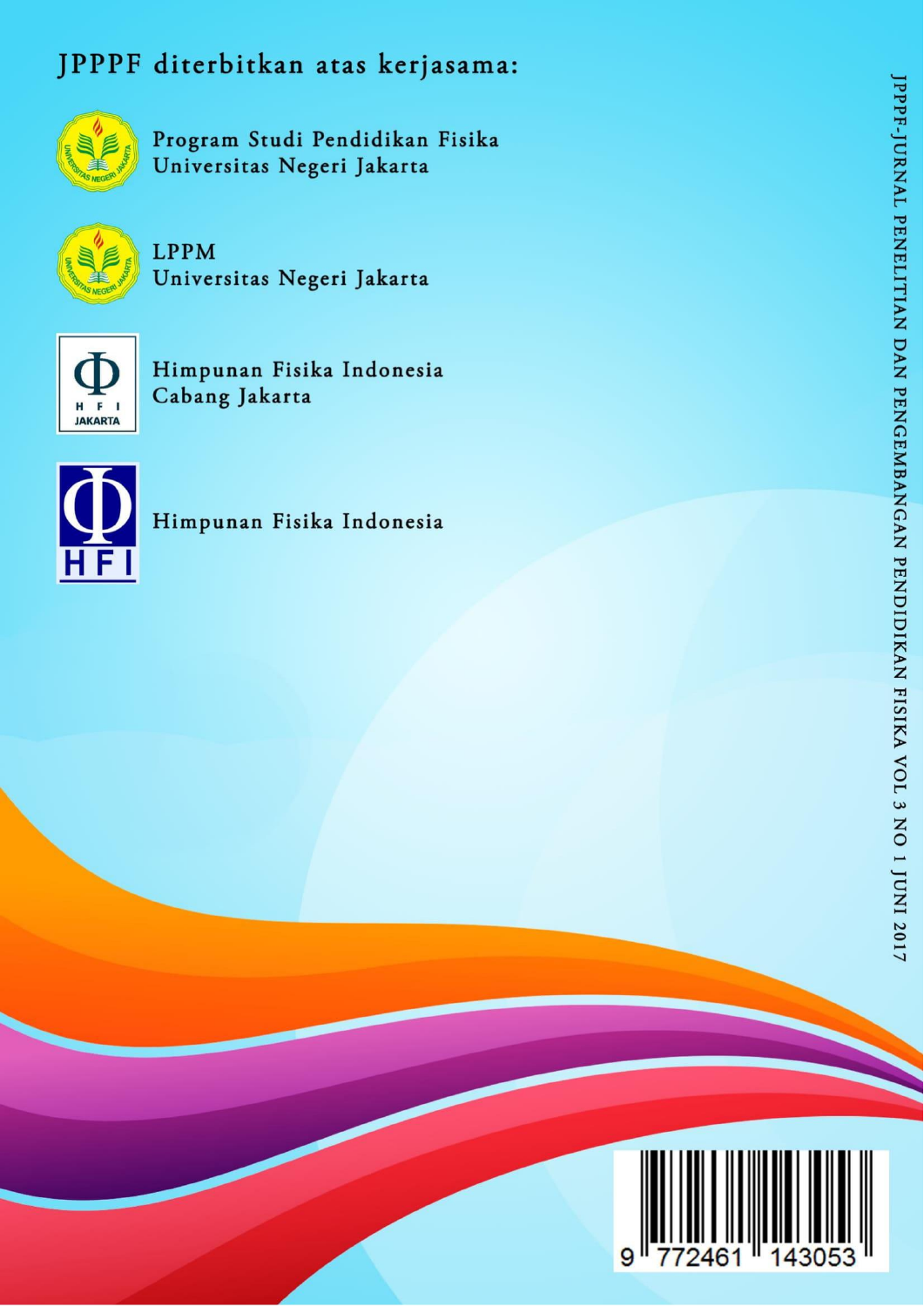JPPPF diterbitkan atas kerjasama:

Program Studi Pendidikan Fisika
Universitas Negeri Jakarta

LPPM
Universitas Negeri Jakarta

Himpunan Fisika Indonesia
Cabang Jakarta

Himpunan Fisika Indonesia

JPPPF-JURNAL PENELITIAN DAN PENGEMBANGAN PENDIDIKAN FISIKA VOL 3 NO 1 JUNI 2017

9 772461 143053